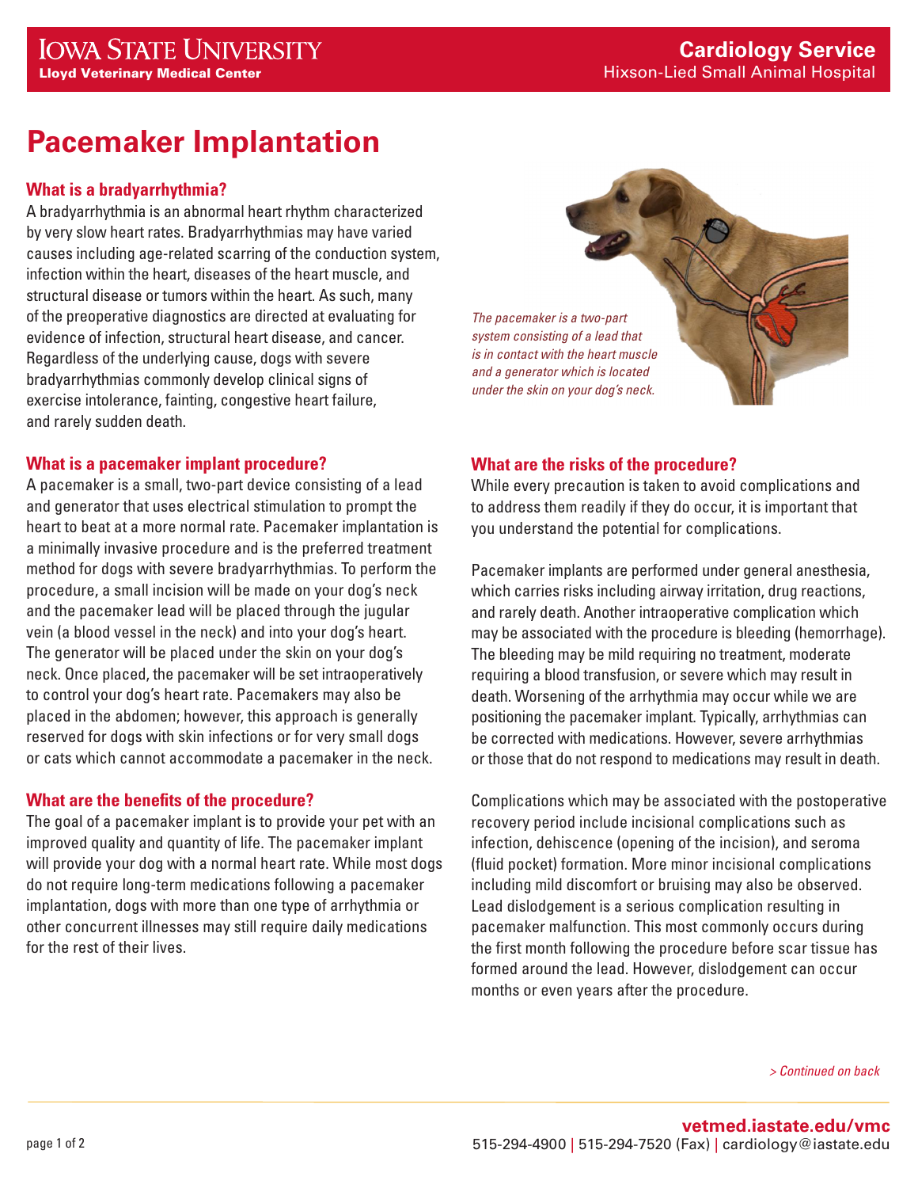# Pacemaker Implantation

## What is a bradyarrhythmia?

A bradyarrhythmia is an abnormal heart rhythm characterized by very slow heart rates. Bradyarrhythmias may have varied causes including age-related scarring of the conduction system, infection within the heart, diseases of the heart muscle, and structural disease or tumors within the heart. As such, many of the preoperative diagnostics are directed at evaluating for evidence of infection, structural heart disease, and cancer. Regardless of the underlying cause, dogs with severe bradyarrhythmias commonly develop clinical signs of exercise intolerance, fainting, congestive heart failure, and rarely sudden death.

*The pacemaker is a two-part system consisting of a lead that is in contact with the heart muscle and a generator which is located under the skin on your dog's neck.*

## What is a pacemaker implant procedure?

A pacemaker is a small, two-part device consisting of a lead and generator that uses electrical stimulation to prompt the heart to beat at a more normal rate. Pacemaker implantation is a minimally invasive procedure and is the preferred treatment method for dogs with severe bradyarrhythmias. To perform the procedure, a small incision will be made on your dog's neck and the pacemaker lead will be placed through the jugular vein (a blood vessel in the neck) and into your dog's heart. The generator will be placed under the skin on your dog's neck. Once placed, the pacemaker will be set intraoperatively to control your dog's heart rate. Pacemakers may also be placed in the abdomen; however, this approach is generally reserved for dogs with skin infections or for very small dogs or cats which cannot accommodate a pacemaker in the neck.

## What are the benefits of the procedure?

The goal of a pacemaker implant is to provide your pet with an improved quality and quantity of life. The pacemaker implant will provide your dog with a normal heart rate. While most dogs do not require long-term medications following a pacemaker implantation, dogs with more than one type of arrhythmia or other concurrent illnesses may still require daily medications for the rest of their lives.

## What are the risks of the procedure?

While every precaution is taken to avoid complications and to address them readily if they do occur, it is important that you understand the potential for complications.

Pacemaker implants are performed under general anesthesia, which carries risks including airway irritation, drug reactions, and rarely death. Another intraoperative complication which may be associated with the procedure is bleeding (hemorrhage). The bleeding may be mild requiring no treatment, moderate requiring a blood transfusion, or severe which may result in death. Worsening of the arrhythmia may occur while we are positioning the pacemaker implant. Typically, arrhythmias can be corrected with medications. However, severe arrhythmias or those that do not respond to medications may result in death.

Complications which may be associated with the postoperative recovery period include incisional complications such as infection, dehiscence (opening of the incision), and seroma (fluid pocket) formation. More minor incisional complications including mild discomfort or bruising may also be observed. Lead dislodgement is a serious complication resulting in pacemaker malfunction. This most commonly occurs during the first month following the procedure before scar tissue has formed around the lead. However, dislodgement can occur months or even years after the procedure.

*> Continued on back*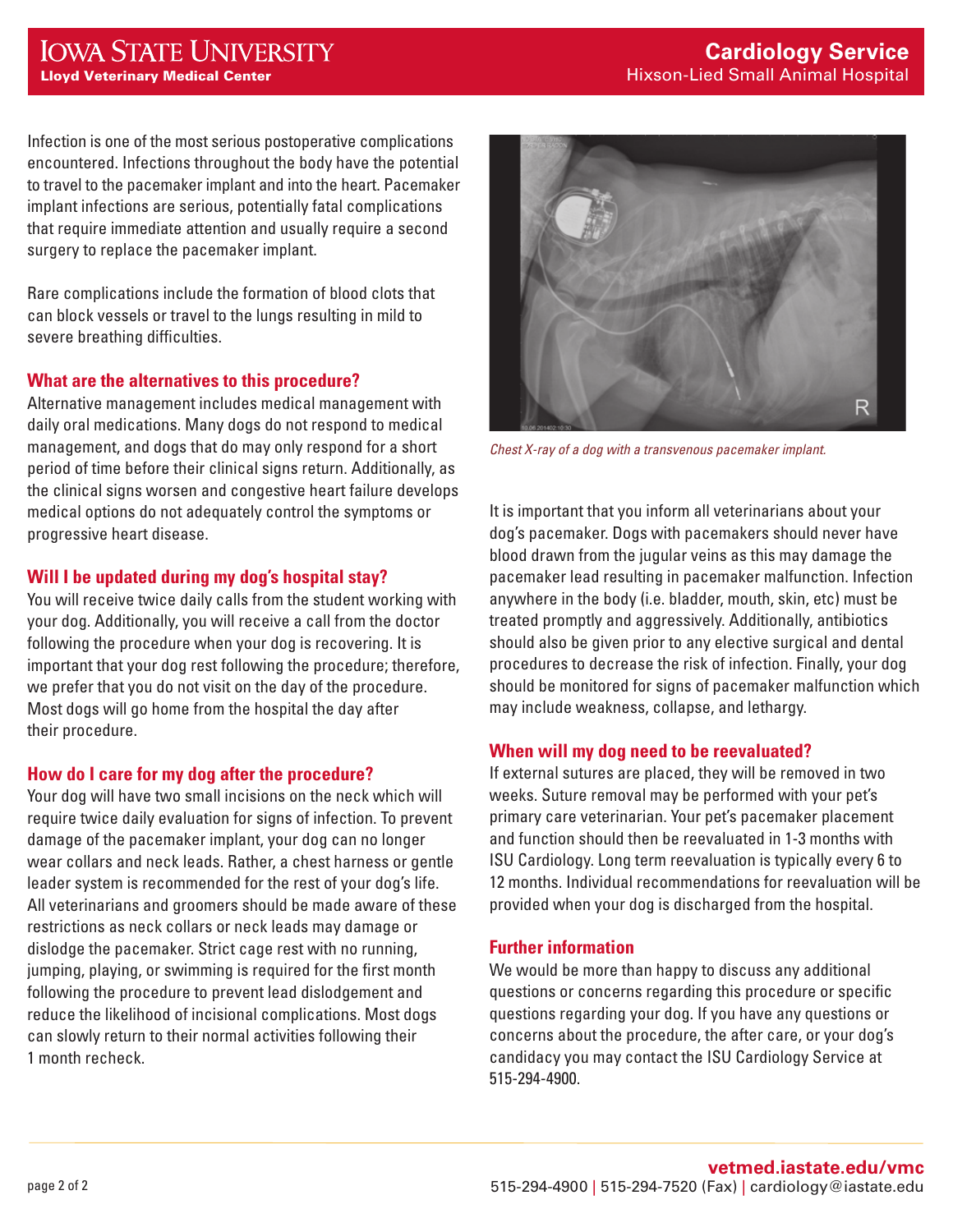Infection is one of the most serious postoperative complications encountered. Infections throughout the body have the potential to travel to the pacemaker implant and into the heart. Pacemaker implant infections are serious, potentially fatal complications that require immediate attention and usually require a second surgery to replace the pacemaker implant.

Rare complications include the formation of blood clots that can block vessels or travel to the lungs resulting in mild to severe breathing difficulties.

## What are the alternatives to this procedure?

Alternative management includes medical management with daily oral medications. Many dogs do not respond to medical management, and dogs that do may only respond for a short period of time before their clinical signs return. Additionally, as the clinical signs worsen and congestive heart failure develops medical options do not adequately control the symptoms or progressive heart disease.

## Will I be updated during my dog's hospital stay?

You will receive twice daily calls from the student working with your dog. Additionally, you will receive a call from the doctor following the procedure when your dog is recovering. It is important that your dog rest following the procedure; therefore, we prefer that you do not visit on the day of the procedure. Most dogs will go home from the hospital the day after their procedure.

## How do I care for my dog after the procedure?

Your dog will have two small incisions on the neck which will require twice daily evaluation for signs of infection. To prevent damage of the pacemaker implant, your dog can no longer wear collars and neck leads. Rather, a chest harness or gentle leader system is recommended for the rest of your dog's life. All veterinarians and groomers should be made aware of these restrictions as neck collars or neck leads may damage or dislodge the pacemaker. Strict cage rest with no running, jumping, playing, or swimming is required for the first month following the procedure to prevent lead dislodgement and reduce the likelihood of incisional complications. Most dogs can slowly return to their normal activities following their 1 month recheck.

*Chest X-ray of a dog with a transvenous pacemaker implant.*

It is important that you inform all veterinarians about your dog's pacemaker. Dogs with pacemakers should never have blood drawn from the jugular veins as this may damage the pacemaker lead resulting in pacemaker malfunction. Infection anywhere in the body (i.e. bladder, mouth, skin, etc) must be treated promptly and aggressively. Additionally, antibiotics should also be given prior to any elective surgical and dental procedures to decrease the risk of infection. Finally, your dog should be monitored for signs of pacemaker malfunction which may include weakness, collapse, and lethargy.

## When will my dog need to be reevaluated?

If external sutures are placed, they will be removed in two weeks. Suture removal may be performed with your pet's primary care veterinarian. Your pet's pacemaker placement and function should then be reevaluated in 1-3 months with ISU Cardiology. Long term reevaluation is typically every 6 to 12 months. Individual recommendations for reevaluation will be provided when your dog is discharged from the hospital.

## Further information

We would be more than happy to discuss any additional questions or concerns regarding this procedure or specific questions regarding your dog. If you have any questions or concerns about the procedure, the after care, or your dog's candidacy you may contact the ISU Cardiology Service at 515-294-4900.

**vetmed.iastate.edu/vmc**

515-294-4900 | 515-294-7520 (Fax) | cardiology@iastate.edu